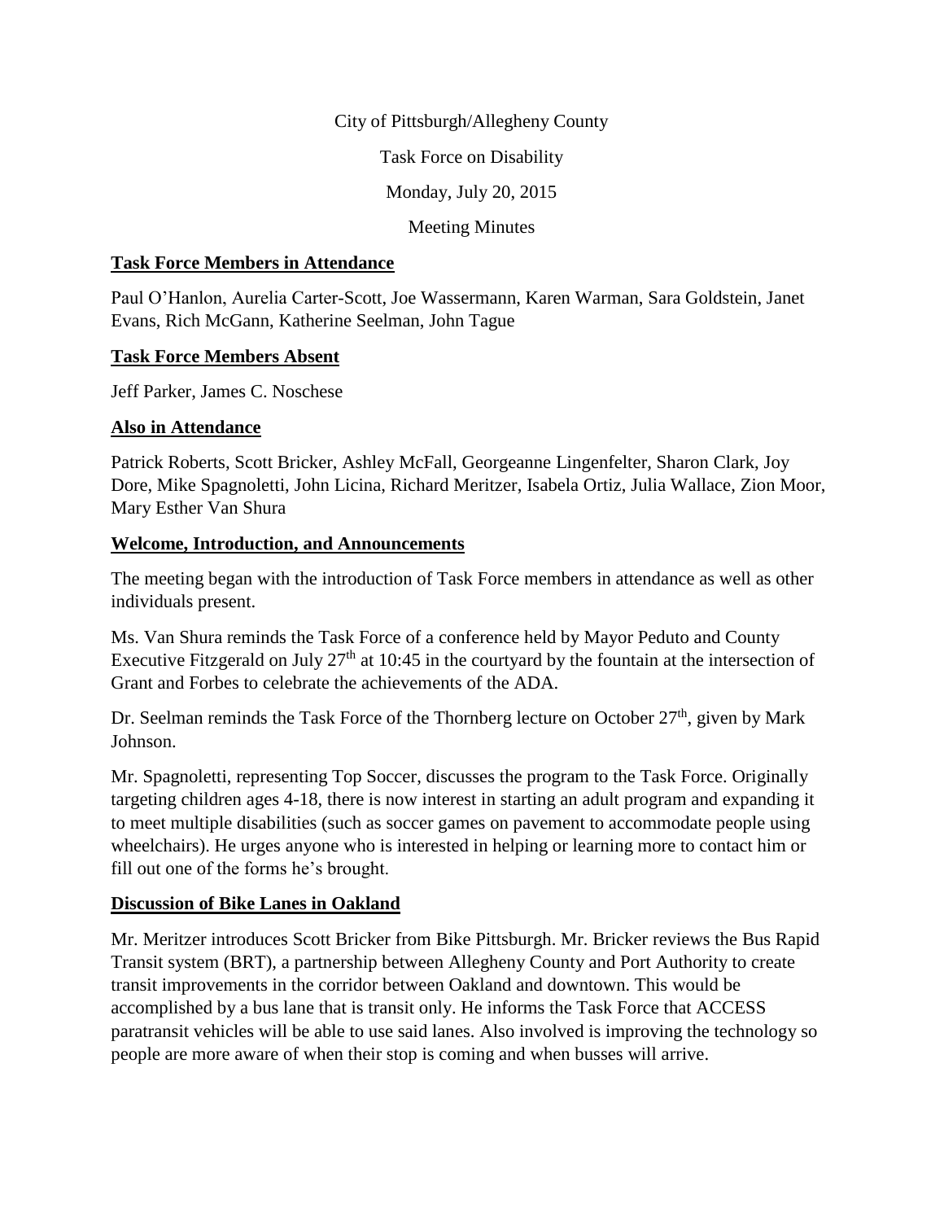City of Pittsburgh/Allegheny County

Task Force on Disability

Monday, July 20, 2015

Meeting Minutes

**Task Force Members in Attendance**

Paul O'Hanlon, Aurelia Carter-Scott, Joe Wassermann, Karen Warman, Sara Goldstein, Janet Evans, Rich McGann, Katherine Seelman, John Tague

**Task Force Members Absent**

Jeff Parker, James C. Noschese

**Also in Attendance**

Patrick Roberts, Scott Bricker, Ashley McFall, Georgeanne Lingenfelter, Sharon Clark, Joy Dore, Mike Spagnoletti, John Licina, Richard Meritzer, Isabela Ortiz, Julia Wallace, Zion Moor, Mary Esther Van Shura

**Welcome, Introduction, and Announcements**

The meeting began with the introduction of Task Force members in attendance as well as other individuals present.

Ms. Van Shura reminds the Task Force of a conference held by Mayor Peduto and County Executive Fitzgerald on July 27th at 10:45 in the courtyard by the fountain at the intersection of Grant and Forbes to celebrate the achievements of the ADA.

Dr. Seelman reminds the Task Force of the Thornberg lecture on October 27th, given by Mark Johnson.

Mr. Spagnoletti, representing Top Soccer, discusses the program to the Task Force. Originally targeting children ages 4-18, there is now interest in starting an adult program and expanding it to meet multiple disabilities (such as soccer games on pavement to accommodate people using wheelchairs). He urges anyone who is interested in helping or learning more to contact him or fill out one of the forms he's brought.

**Discussion of Bike Lanes in Oakland**

Mr. Meritzer introduces Scott Bricker from Bike Pittsburgh. Mr. Bricker reviews the Bus Rapid Transit system (BRT), a partnership between Allegheny County and Port Authority to create transit improvements in the corridor between Oakland and downtown. This would be accomplished by a bus lane that is transit only. He informs the Task Force that ACCESS paratransit vehicles will be able to use said lanes. Also involved is improving the technology so people are more aware of when their stop is coming and when busses will arrive.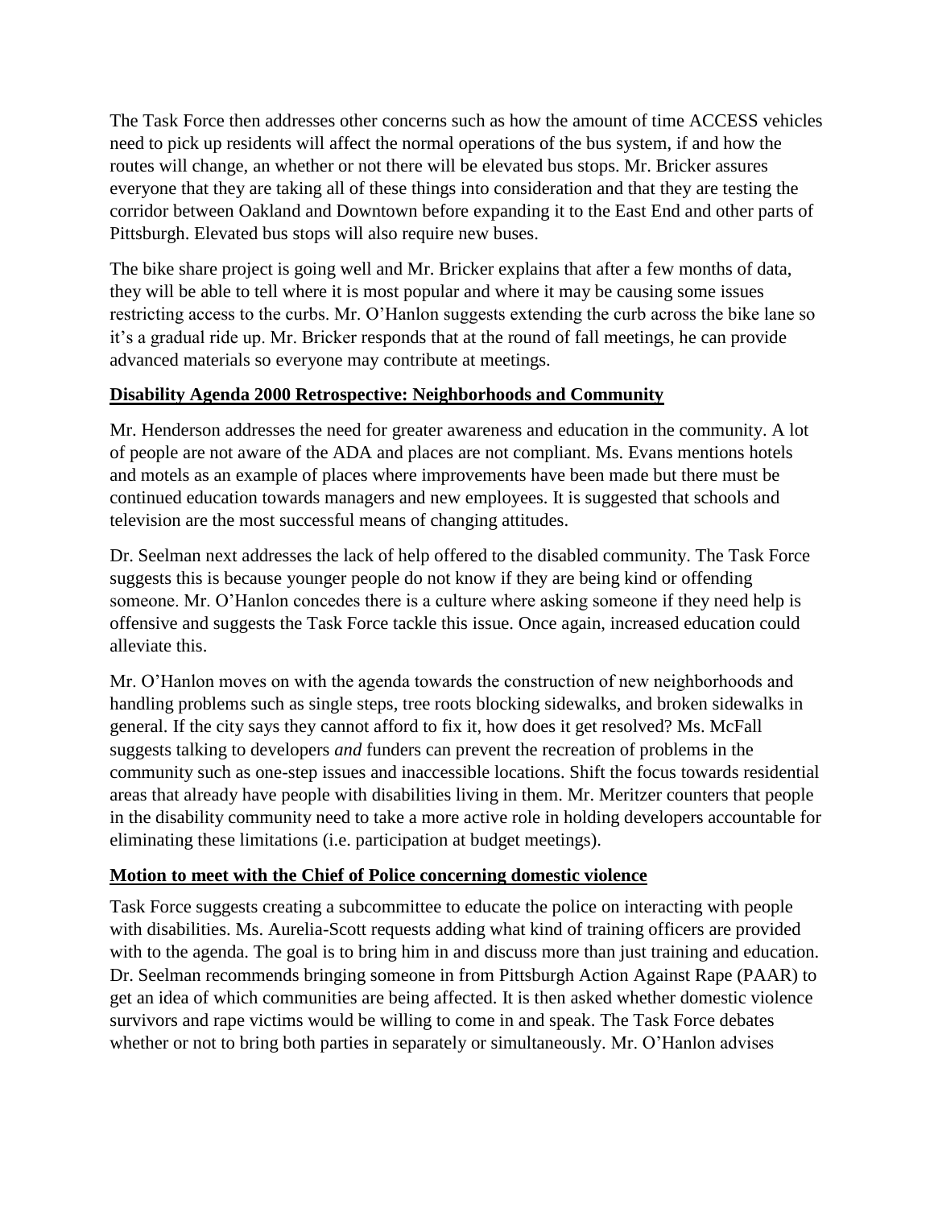The Task Force then addresses other concerns such as how the amount of time ACCESS vehicles need to pick up residents will affect the normal operations of the bus system, if and how the routes will change, an whether or not there will be elevated bus stops. Mr. Bricker assures everyone that they are taking all of these things into consideration and that they are testing the corridor between Oakland and Downtown before expanding it to the East End and other parts of Pittsburgh. Elevated bus stops will also require new buses.

The bike share project is going well and Mr. Bricker explains that after a few months of data, they will be able to tell where it is most popular and where it may be causing some issues restricting access to the curbs. Mr. O'Hanlon suggests extending the curb across the bike lane so it's a gradual ride up. Mr. Bricker responds that at the round of fall meetings, he can provide advanced materials so everyone may contribute at meetings.

## Disability Agenda 2000 Retrospective: Neighborhoods and Community

Mr. Henderson addresses the need for greater awareness and education in the community. A lot of people are not aware of the ADA and places are not compliant. Ms. Evans mentions hotels and motels as an example of places where improvements have been made but there must be continued education towards managers and new employees. It is suggested that schools and television are the most successful means of changing attitudes.

Dr. Seelman next addresses the lack of help offered to the disabled community. The Task Force suggests this is because younger people do not know if they are being kind or offending someone. Mr. O'Hanlon concedes there is a culture where asking someone if they need help is offensive and suggests the Task Force tackle this issue. Once again, increased education could alleviate this.

Mr. O'Hanlon moves on with the agenda towards the construction of new neighborhoods and handling problems such as single steps, tree roots blocking sidewalks, and broken sidewalks in general. If the city says they cannot afford to fix it, how does it get resolved? Ms. McFall suggests talking to developers *and* funders can prevent the recreation of problems in the community such as one-step issues and inaccessible locations. Shift the focus towards residential areas that already have people with disabilities living in them. Mr. Meritzer counters that people in the disability community need to take a more active role in holding developers accountable for eliminating these limitations (i.e. participation at budget meetings).

## Motion to meet with the Chief of Police concerning domestic violence

Task Force suggests creating a subcommittee to educate the police on interacting with people with disabilities. Ms. Aurelia-Scott requests adding what kind of training officers are provided with to the agenda. The goal is to bring him in and discuss more than just training and education. Dr. Seelman recommends bringing someone in from Pittsburgh Action Against Rape (PAAR) to get an idea of which communities are being affected. It is then asked whether domestic violence survivors and rape victims would be willing to come in and speak. The Task Force debates whether or not to bring both parties in separately or simultaneously. Mr. O'Hanlon advises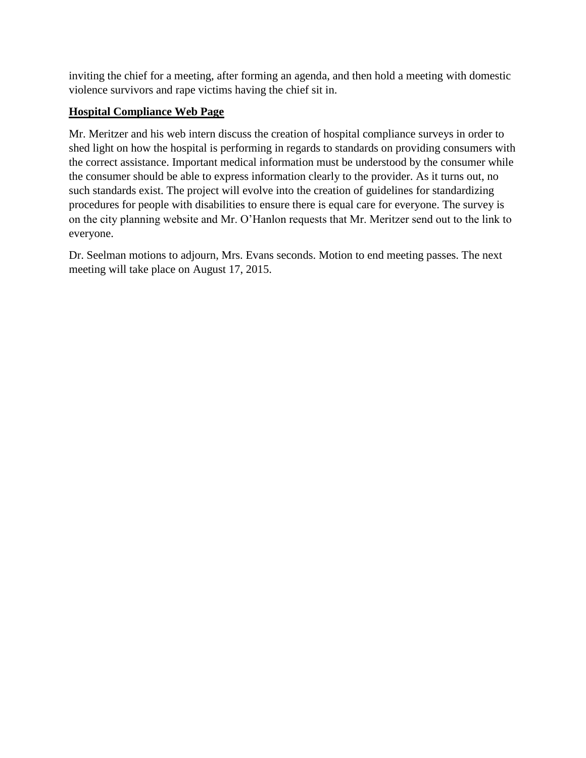inviting the chief for a meeting, after forming an agenda, and then hold a meeting with domestic violence survivors and rape victims having the chief sit in.

**Hospital Compliance Web Page**

Mr. Meritzer and his web intern discuss the creation of hospital compliance surveys in order to shed light on how the hospital is performing in regards to standards on providing consumers with the correct assistance. Important medical information must be understood by the consumer while the consumer should be able to express information clearly to the provider. As it turns out, no such standards exist. The project will evolve into the creation of guidelines for standardizing procedures for people with disabilities to ensure there is equal care for everyone. The survey is on the city planning website and Mr. O'Hanlon requests that Mr. Meritzer send out to the link to everyone.

Dr. Seelman motions to adjourn, Mrs. Evans seconds. Motion to end meeting passes. The next meeting will take place on August 17, 2015.